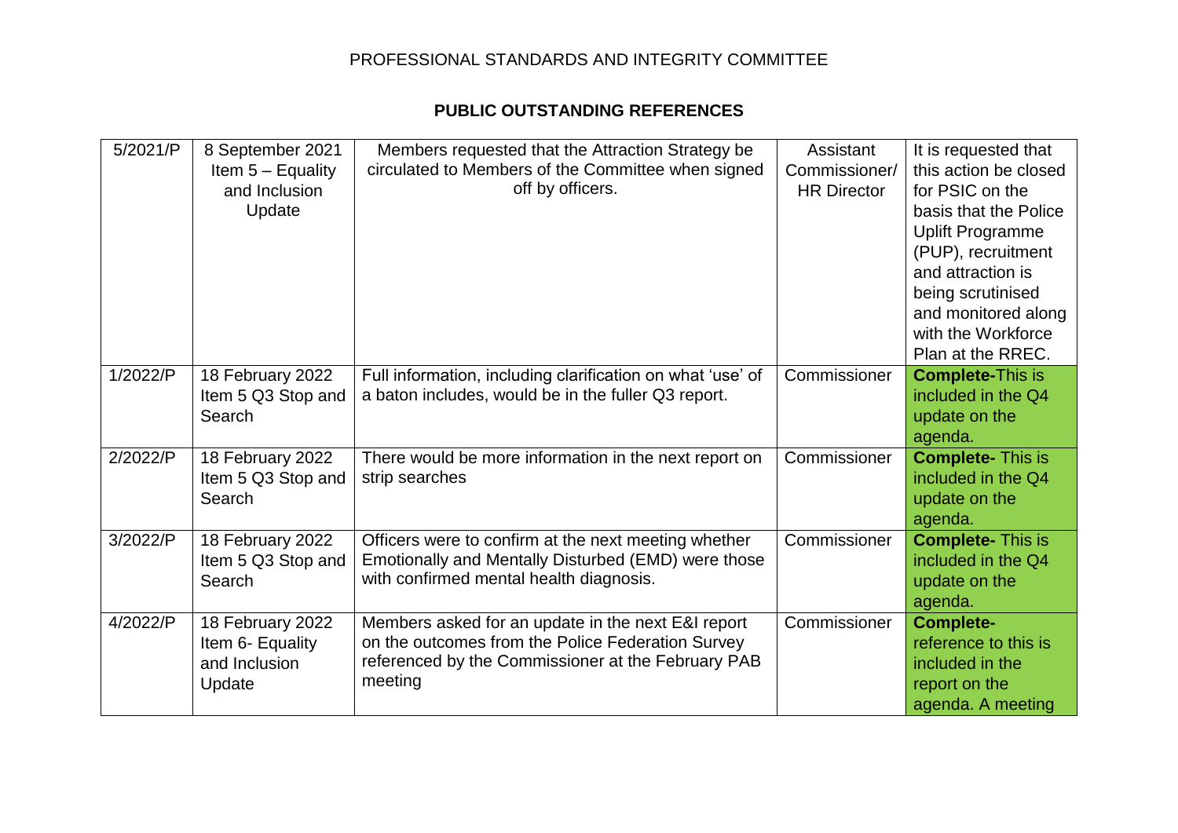PROFESSIONAL STANDARDS AND INTEGRITY COMMITTEE

## PUBLIC OUTSTANDING REFERENCES

| | | | | |
|---|---|---|---|---|
| 5/2021/P | 8 September 2021 Item 5 – Equality and Inclusion Update | Members requested that the Attraction Strategy be circulated to Members of the Committee when signed off by officers. | Assistant Commissioner/ HR Director | It is requested that this action be closed for PSIC on the basis that the Police Uplift Programme (PUP), recruitment and attraction is being scrutinised and monitored along with the Workforce Plan at the RREC. |
| 1/2022/P | 18 February 2022 Item 5 Q3 Stop and Search | Full information, including clarification on what 'use' of a baton includes, would be in the fuller Q3 report. | Commissioner | **Complete-**This is included in the Q4 update on the agenda. |
| 2/2022/P | 18 February 2022 Item 5 Q3 Stop and Search | There would be more information in the next report on strip searches | Commissioner | **Complete-** This is included in the Q4 update on the agenda. |
| 3/2022/P | 18 February 2022 Item 5 Q3 Stop and Search | Officers were to confirm at the next meeting whether Emotionally and Mentally Disturbed (EMD) were those with confirmed mental health diagnosis. | Commissioner | **Complete-** This is included in the Q4 update on the agenda. |
| 4/2022/P | 18 February 2022 Item 6- Equality and Inclusion Update | Members asked for an update in the next E&I report on the outcomes from the Police Federation Survey referenced by the Commissioner at the February PAB meeting | Commissioner | **Complete-** reference to this is included in the report on the agenda. A meeting |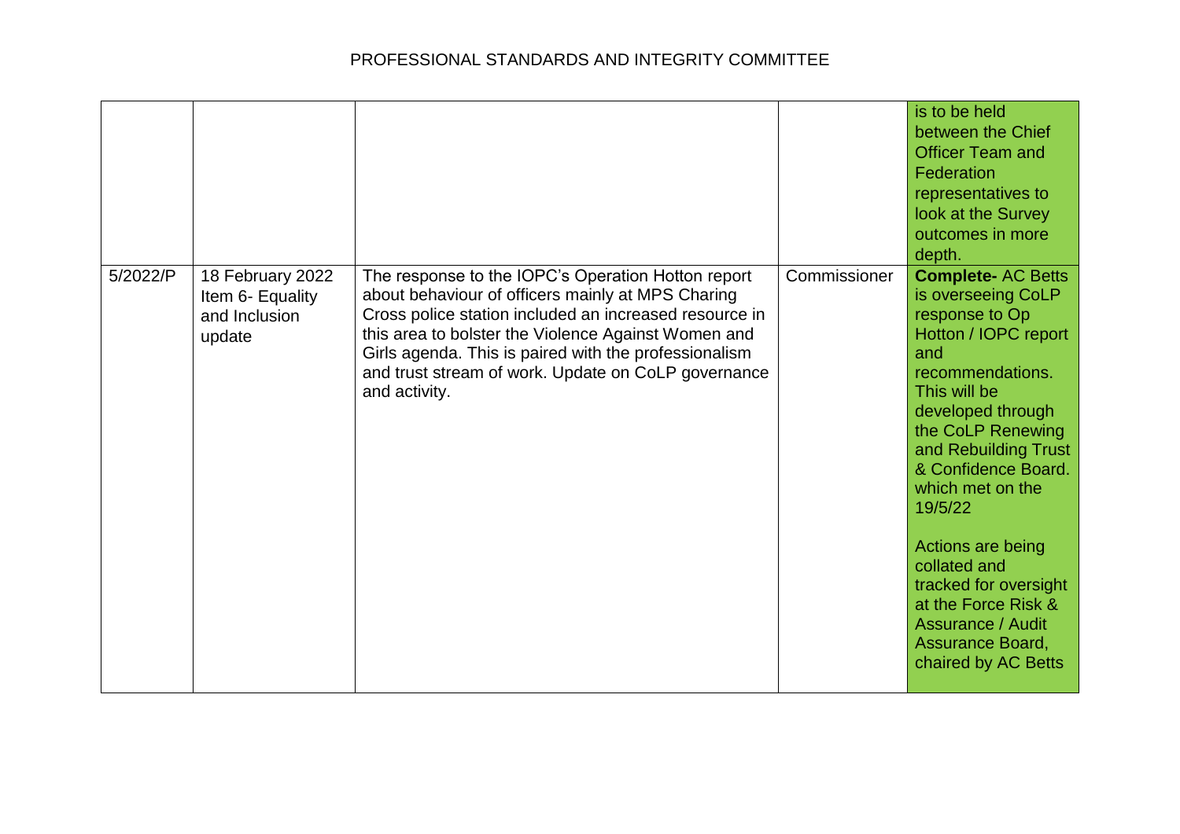| | | | | |
|---|---|---|---|---|
| | | | | is to be held between the Chief Officer Team and Federation representatives to look at the Survey outcomes in more depth. |
| 5/2022/P | 18 February 2022 Item 6- Equality and Inclusion update | The response to the IOPC's Operation Hotton report about behaviour of officers mainly at MPS Charing Cross police station included an increased resource in this area to bolster the Violence Against Women and Girls agenda. This is paired with the professionalism and trust stream of work. Update on CoLP governance and activity. | Commissioner | **Complete-** AC Betts is overseeing CoLP response to Op Hotton / IOPC report and recommendations. This will be developed through the CoLP Renewing and Rebuilding Trust & Confidence Board. which met on the 19/5/22<br><br>Actions are being collated and tracked for oversight at the Force Risk & Assurance / Audit Assurance Board, chaired by AC Betts |